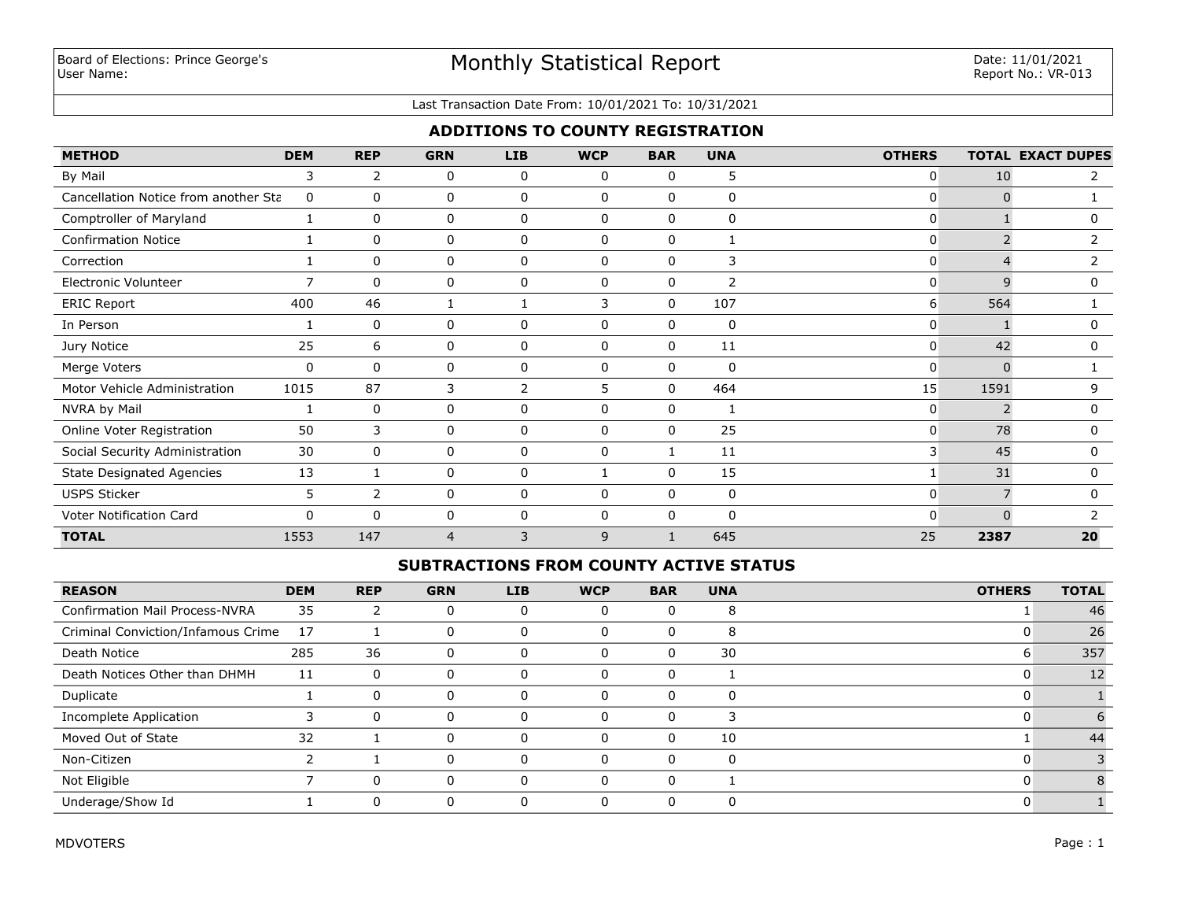Board of Elections: Prince George's
User Name:

# Monthly Statistical Report

Date: 11/01/2021
Report No.: VR-013

Last Transaction Date From: 10/01/2021 To: 10/31/2021

## ADDITIONS TO COUNTY REGISTRATION

| METHOD | DEM | REP | GRN | LIB | WCP | BAR | UNA | OTHERS | TOTAL | EXACT DUPES |
|---|---|---|---|---|---|---|---|---|---|---|
| By Mail | 3 | 2 | 0 | 0 | 0 | 0 | 5 | 0 | 10 | 2 |
| Cancellation Notice from another Sta | 0 | 0 | 0 | 0 | 0 | 0 | 0 | 0 | 0 | 1 |
| Comptroller of Maryland | 1 | 0 | 0 | 0 | 0 | 0 | 0 | 0 | 1 | 0 |
| Confirmation Notice | 1 | 0 | 0 | 0 | 0 | 0 | 1 | 0 | 2 | 2 |
| Correction | 1 | 0 | 0 | 0 | 0 | 0 | 3 | 0 | 4 | 2 |
| Electronic Volunteer | 7 | 0 | 0 | 0 | 0 | 0 | 2 | 0 | 9 | 0 |
| ERIC Report | 400 | 46 | 1 | 1 | 3 | 0 | 107 | 6 | 564 | 1 |
| In Person | 1 | 0 | 0 | 0 | 0 | 0 | 0 | 0 | 1 | 0 |
| Jury Notice | 25 | 6 | 0 | 0 | 0 | 0 | 11 | 0 | 42 | 0 |
| Merge Voters | 0 | 0 | 0 | 0 | 0 | 0 | 0 | 0 | 0 | 1 |
| Motor Vehicle Administration | 1015 | 87 | 3 | 2 | 5 | 0 | 464 | 15 | 1591 | 9 |
| NVRA by Mail | 1 | 0 | 0 | 0 | 0 | 0 | 1 | 0 | 2 | 0 |
| Online Voter Registration | 50 | 3 | 0 | 0 | 0 | 0 | 25 | 0 | 78 | 0 |
| Social Security Administration | 30 | 0 | 0 | 0 | 0 | 1 | 11 | 3 | 45 | 0 |
| State Designated Agencies | 13 | 1 | 0 | 0 | 1 | 0 | 15 | 1 | 31 | 0 |
| USPS Sticker | 5 | 2 | 0 | 0 | 0 | 0 | 0 | 0 | 7 | 0 |
| Voter Notification Card | 0 | 0 | 0 | 0 | 0 | 0 | 0 | 0 | 0 | 2 |
| **TOTAL** | 1553 | 147 | 4 | 3 | 9 | 1 | 645 | 25 | **2387** | **20** |

## SUBTRACTIONS FROM COUNTY ACTIVE STATUS

| REASON | DEM | REP | GRN | LIB | WCP | BAR | UNA | OTHERS | TOTAL |
|---|---|---|---|---|---|---|---|---|---|
| Confirmation Mail Process-NVRA | 35 | 2 | 0 | 0 | 0 | 0 | 8 | 1 | 46 |
| Criminal Conviction/Infamous Crime | 17 | 1 | 0 | 0 | 0 | 0 | 8 | 0 | 26 |
| Death Notice | 285 | 36 | 0 | 0 | 0 | 0 | 30 | 6 | 357 |
| Death Notices Other than DHMH | 11 | 0 | 0 | 0 | 0 | 0 | 1 | 0 | 12 |
| Duplicate | 1 | 0 | 0 | 0 | 0 | 0 | 0 | 0 | 1 |
| Incomplete Application | 3 | 0 | 0 | 0 | 0 | 0 | 3 | 0 | 6 |
| Moved Out of State | 32 | 1 | 0 | 0 | 0 | 0 | 10 | 1 | 44 |
| Non-Citizen | 2 | 1 | 0 | 0 | 0 | 0 | 0 | 0 | 3 |
| Not Eligible | 7 | 0 | 0 | 0 | 0 | 0 | 1 | 0 | 8 |
| Underage/Show Id | 1 | 0 | 0 | 0 | 0 | 0 | 0 | 0 | 1 |

MDVOTERS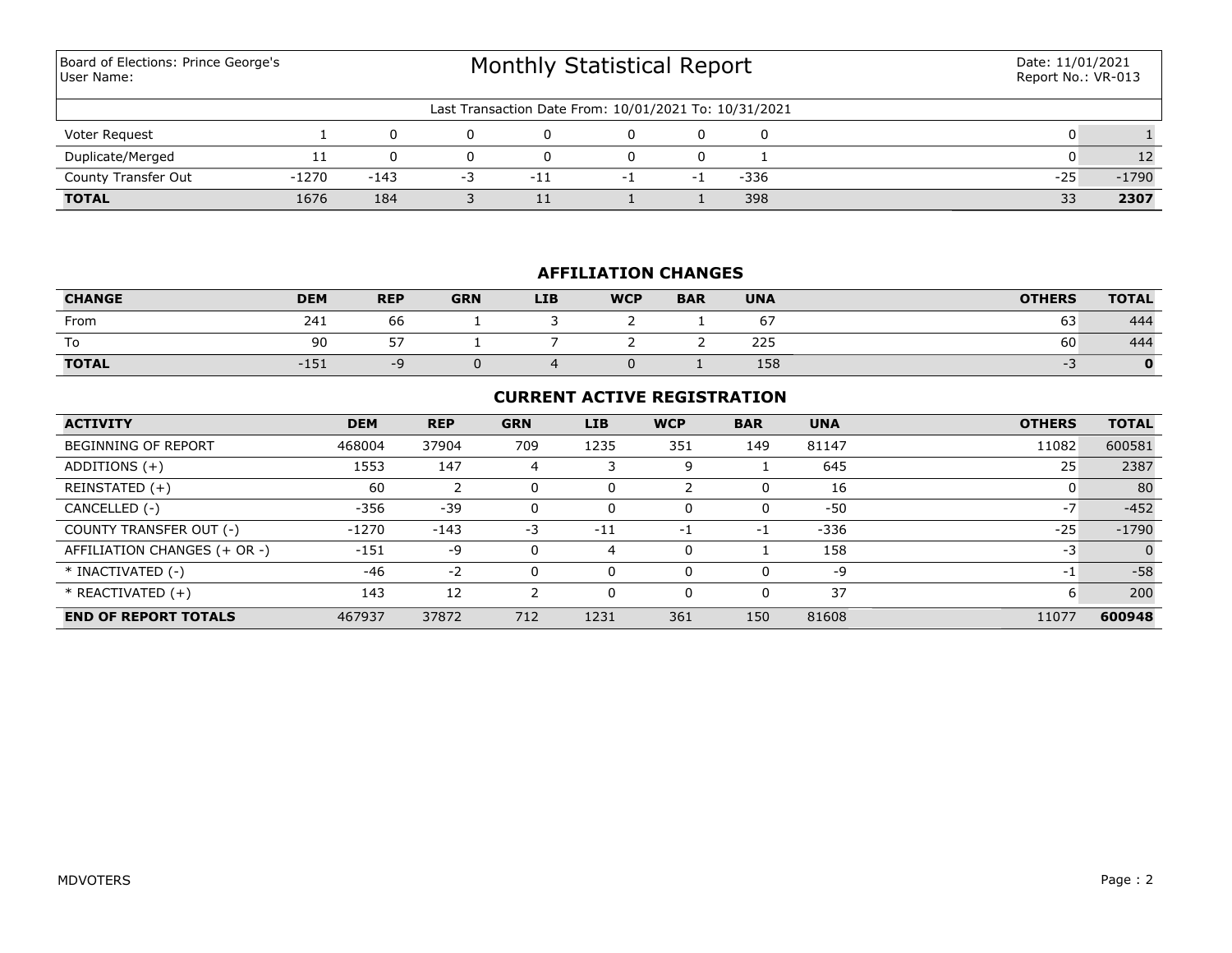Board of Elections: Prince George's
User Name:

# Monthly Statistical Report

Date: 11/01/2021
Report No.: VR-013

Last Transaction Date From: 10/01/2021 To: 10/31/2021

| | DEM | REP | GRN | LIB | WCP | BAR | UNA | OTHERS | TOTAL |
|---|---|---|---|---|---|---|---|---|---|
| Voter Request | 1 | 0 | 0 | 0 | 0 | 0 | 0 | 0 | 1 |
| Duplicate/Merged | 11 | 0 | 0 | 0 | 0 | 0 | 1 | 0 | 12 |
| County Transfer Out | -1270 | -143 | -3 | -11 | -1 | -1 | -336 | -25 | -1790 |
| **TOTAL** | 1676 | 184 | 3 | 11 | 1 | 1 | 398 | 33 | **2307** |

## AFFILIATION CHANGES

| CHANGE | DEM | REP | GRN | LIB | WCP | BAR | UNA | OTHERS | TOTAL |
|---|---|---|---|---|---|---|---|---|---|
| From | 241 | 66 | 1 | 3 | 2 | 1 | 67 | 63 | 444 |
| To | 90 | 57 | 1 | 7 | 2 | 2 | 225 | 60 | 444 |
| **TOTAL** | -151 | -9 | 0 | 4 | 0 | 1 | 158 | -3 | **0** |

## CURRENT ACTIVE REGISTRATION

| ACTIVITY | DEM | REP | GRN | LIB | WCP | BAR | UNA | OTHERS | TOTAL |
|---|---|---|---|---|---|---|---|---|---|
| BEGINNING OF REPORT | 468004 | 37904 | 709 | 1235 | 351 | 149 | 81147 | 11082 | 600581 |
| ADDITIONS (+) | 1553 | 147 | 4 | 3 | 9 | 1 | 645 | 25 | 2387 |
| REINSTATED (+) | 60 | 2 | 0 | 0 | 2 | 0 | 16 | 0 | 80 |
| CANCELLED (-) | -356 | -39 | 0 | 0 | 0 | 0 | -50 | -7 | -452 |
| COUNTY TRANSFER OUT (-) | -1270 | -143 | -3 | -11 | -1 | -1 | -336 | -25 | -1790 |
| AFFILIATION CHANGES (+ OR -) | -151 | -9 | 0 | 4 | 0 | 1 | 158 | -3 | 0 |
| * INACTIVATED (-) | -46 | -2 | 0 | 0 | 0 | 0 | -9 | -1 | -58 |
| * REACTIVATED (+) | 143 | 12 | 2 | 0 | 0 | 0 | 37 | 6 | 200 |
| **END OF REPORT TOTALS** | 467937 | 37872 | 712 | 1231 | 361 | 150 | 81608 | 11077 | **600948** |

MDVOTERS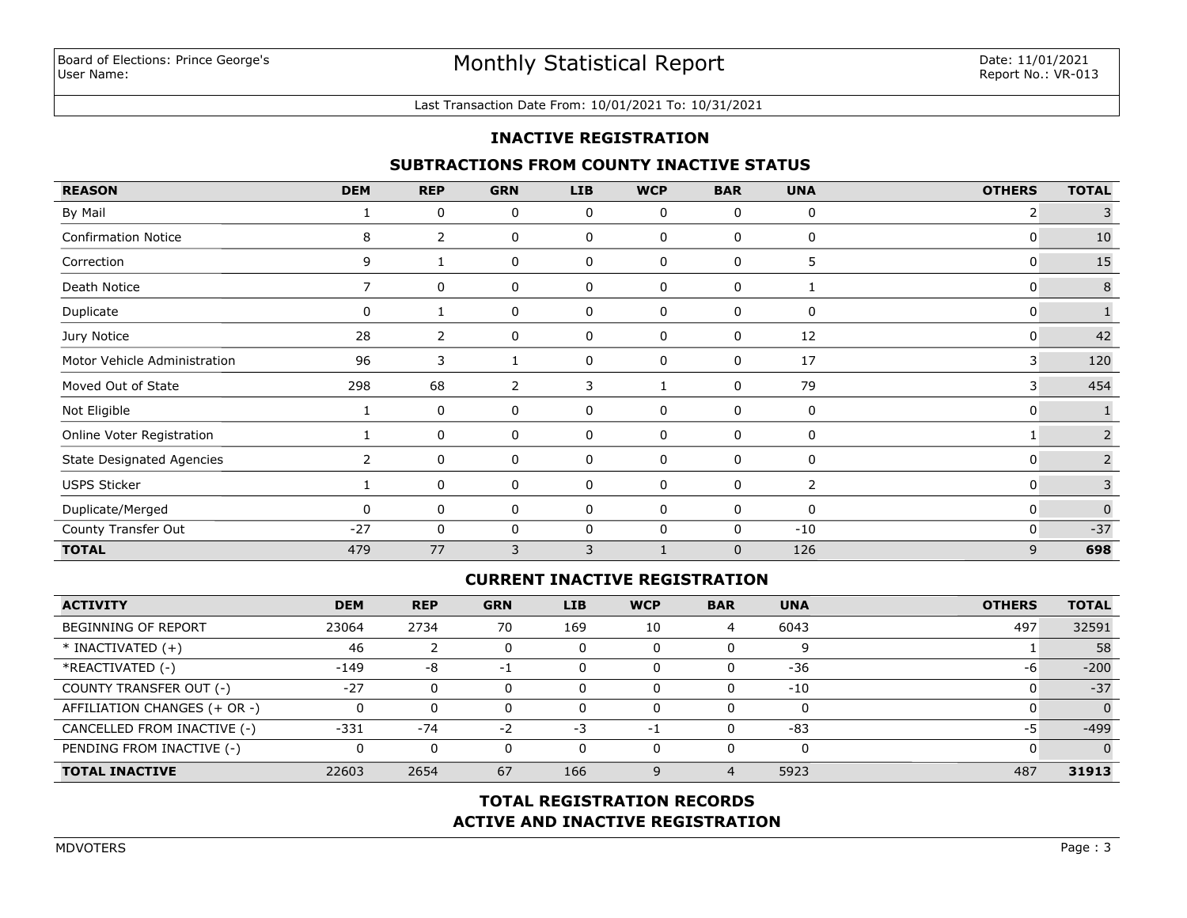Board of Elections: Prince George's
User Name:

# Monthly Statistical Report

Date: 11/01/2021
Report No.: VR-013

Last Transaction Date From: 10/01/2021 To: 10/31/2021

## INACTIVE REGISTRATION

### SUBTRACTIONS FROM COUNTY INACTIVE STATUS

| REASON | DEM | REP | GRN | LIB | WCP | BAR | UNA | OTHERS | TOTAL |
|---|---|---|---|---|---|---|---|---|---|
| By Mail | 1 | 0 | 0 | 0 | 0 | 0 | 0 | 2 | 3 |
| Confirmation Notice | 8 | 2 | 0 | 0 | 0 | 0 | 0 | 0 | 10 |
| Correction | 9 | 1 | 0 | 0 | 0 | 0 | 5 | 0 | 15 |
| Death Notice | 7 | 0 | 0 | 0 | 0 | 0 | 1 | 0 | 8 |
| Duplicate | 0 | 1 | 0 | 0 | 0 | 0 | 0 | 0 | 1 |
| Jury Notice | 28 | 2 | 0 | 0 | 0 | 0 | 12 | 0 | 42 |
| Motor Vehicle Administration | 96 | 3 | 1 | 0 | 0 | 0 | 17 | 3 | 120 |
| Moved Out of State | 298 | 68 | 2 | 3 | 1 | 0 | 79 | 3 | 454 |
| Not Eligible | 1 | 0 | 0 | 0 | 0 | 0 | 0 | 0 | 1 |
| Online Voter Registration | 1 | 0 | 0 | 0 | 0 | 0 | 0 | 1 | 2 |
| State Designated Agencies | 2 | 0 | 0 | 0 | 0 | 0 | 0 | 0 | 2 |
| USPS Sticker | 1 | 0 | 0 | 0 | 0 | 0 | 2 | 0 | 3 |
| Duplicate/Merged | 0 | 0 | 0 | 0 | 0 | 0 | 0 | 0 | 0 |
| County Transfer Out | -27 | 0 | 0 | 0 | 0 | 0 | -10 | 0 | -37 |
| **TOTAL** | 479 | 77 | 3 | 3 | 1 | 0 | 126 | 9 | **698** |

### CURRENT INACTIVE REGISTRATION

| ACTIVITY | DEM | REP | GRN | LIB | WCP | BAR | UNA | OTHERS | TOTAL |
|---|---|---|---|---|---|---|---|---|---|
| BEGINNING OF REPORT | 23064 | 2734 | 70 | 169 | 10 | 4 | 6043 | 497 | 32591 |
| * INACTIVATED (+) | 46 | 2 | 0 | 0 | 0 | 0 | 9 | 1 | 58 |
| *REACTIVATED (-) | -149 | -8 | -1 | 0 | 0 | 0 | -36 | -6 | -200 |
| COUNTY TRANSFER OUT (-) | -27 | 0 | 0 | 0 | 0 | 0 | -10 | 0 | -37 |
| AFFILIATION CHANGES (+ OR -) | 0 | 0 | 0 | 0 | 0 | 0 | 0 | 0 | 0 |
| CANCELLED FROM INACTIVE (-) | -331 | -74 | -2 | -3 | -1 | 0 | -83 | -5 | -499 |
| PENDING FROM INACTIVE (-) | 0 | 0 | 0 | 0 | 0 | 0 | 0 | 0 | 0 |
| **TOTAL INACTIVE** | 22603 | 2654 | 67 | 166 | 9 | 4 | 5923 | 487 | **31913** |

## TOTAL REGISTRATION RECORDS
## ACTIVE AND INACTIVE REGISTRATION

MDVOTERS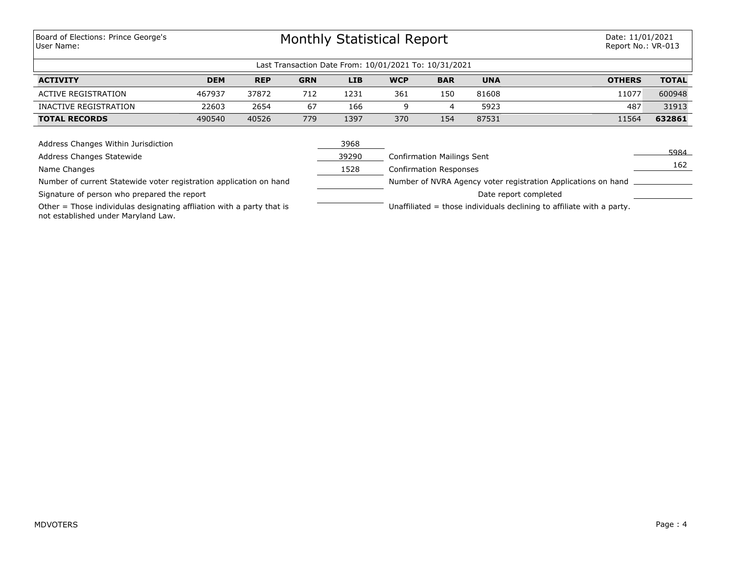Board of Elections: Prince George's
User Name:

# Monthly Statistical Report

Date: 11/01/2021
Report No.: VR-013

Last Transaction Date From: 10/01/2021 To: 10/31/2021

| ACTIVITY | DEM | REP | GRN | LIB | WCP | BAR | UNA | OTHERS | TOTAL |
|---|---|---|---|---|---|---|---|---|---|
| ACTIVE REGISTRATION | 467937 | 37872 | 712 | 1231 | 361 | 150 | 81608 | 11077 | 600948 |
| INACTIVE REGISTRATION | 22603 | 2654 | 67 | 166 | 9 | 4 | 5923 | 487 | 31913 |
| **TOTAL RECORDS** | 490540 | 40526 | 779 | 1397 | 370 | 154 | 87531 | 11564 | **632861** |

| | | | |
|---|---|---|---|
| Address Changes Within Jurisdiction | 3968 | | |
| Address Changes Statewide | 39290 | Confirmation Mailings Sent | 5984 |
| Name Changes | 1528 | Confirmation Responses | 162 |
| Number of current Statewide voter registration application on hand | | Number of NVRA Agency voter registration Applications on hand | |
| Signature of person who prepared the report | | Date report completed | |

Other = Those individulas designating affliation with a party that is not established under Maryland Law.

Unaffiliated = those individuals declining to affiliate with a party.

MDVOTERS